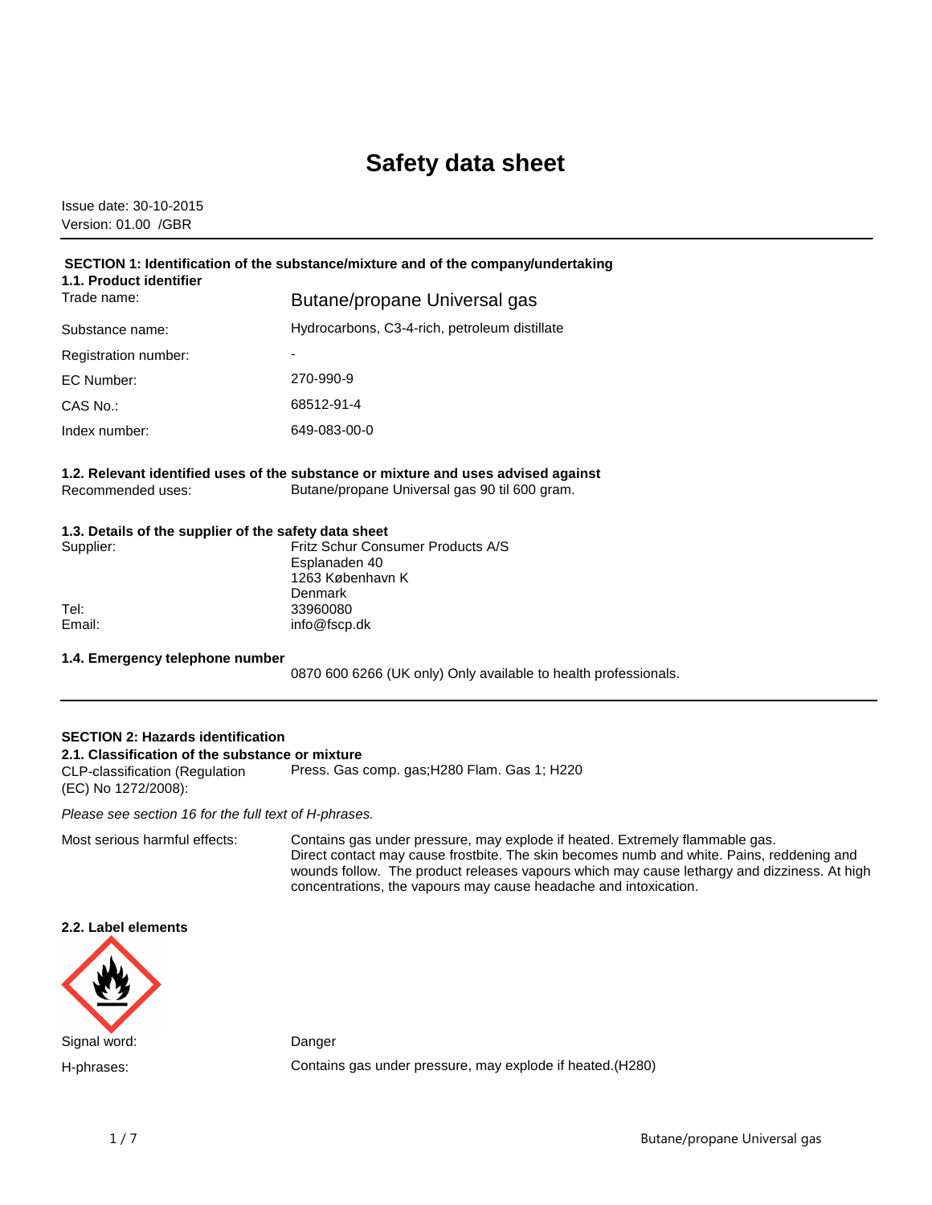# Safety data sheet

Issue date: 30-10-2015
Version: 01.00 /GBR

## SECTION 1: Identification of the substance/mixture and of the company/undertaking

### 1.1. Product identifier

| | |
|---|---|
| Trade name: | Butane/propane Universal gas |
| Substance name: | Hydrocarbons, C3-4-rich, petroleum distillate |
| Registration number: | - |
| EC Number: | 270-990-9 |
| CAS No.: | 68512-91-4 |
| Index number: | 649-083-00-0 |

### 1.2. Relevant identified uses of the substance or mixture and uses advised against

Recommended uses: Butane/propane Universal gas 90 til 600 gram.

### 1.3. Details of the supplier of the safety data sheet

Supplier: Fritz Schur Consumer Products A/S
Esplanaden 40
1263 København K
Denmark

Tel: 33960080
Email: info@fscp.dk

### 1.4. Emergency telephone number

0870 600 6266 (UK only) Only available to health professionals.

## SECTION 2: Hazards identification

### 2.1. Classification of the substance or mixture

CLP-classification (Regulation (EC) No 1272/2008): Press. Gas comp. gas;H280 Flam. Gas 1; H220

*Please see section 16 for the full text of H-phrases.*

Most serious harmful effects: Contains gas under pressure, may explode if heated. Extremely flammable gas. Direct contact may cause frostbite. The skin becomes numb and white. Pains, reddening and wounds follow. The product releases vapours which may cause lethargy and dizziness. At high concentrations, the vapours may cause headache and intoxication.

### 2.2. Label elements

Signal word: Danger

H-phrases: Contains gas under pressure, may explode if heated.(H280)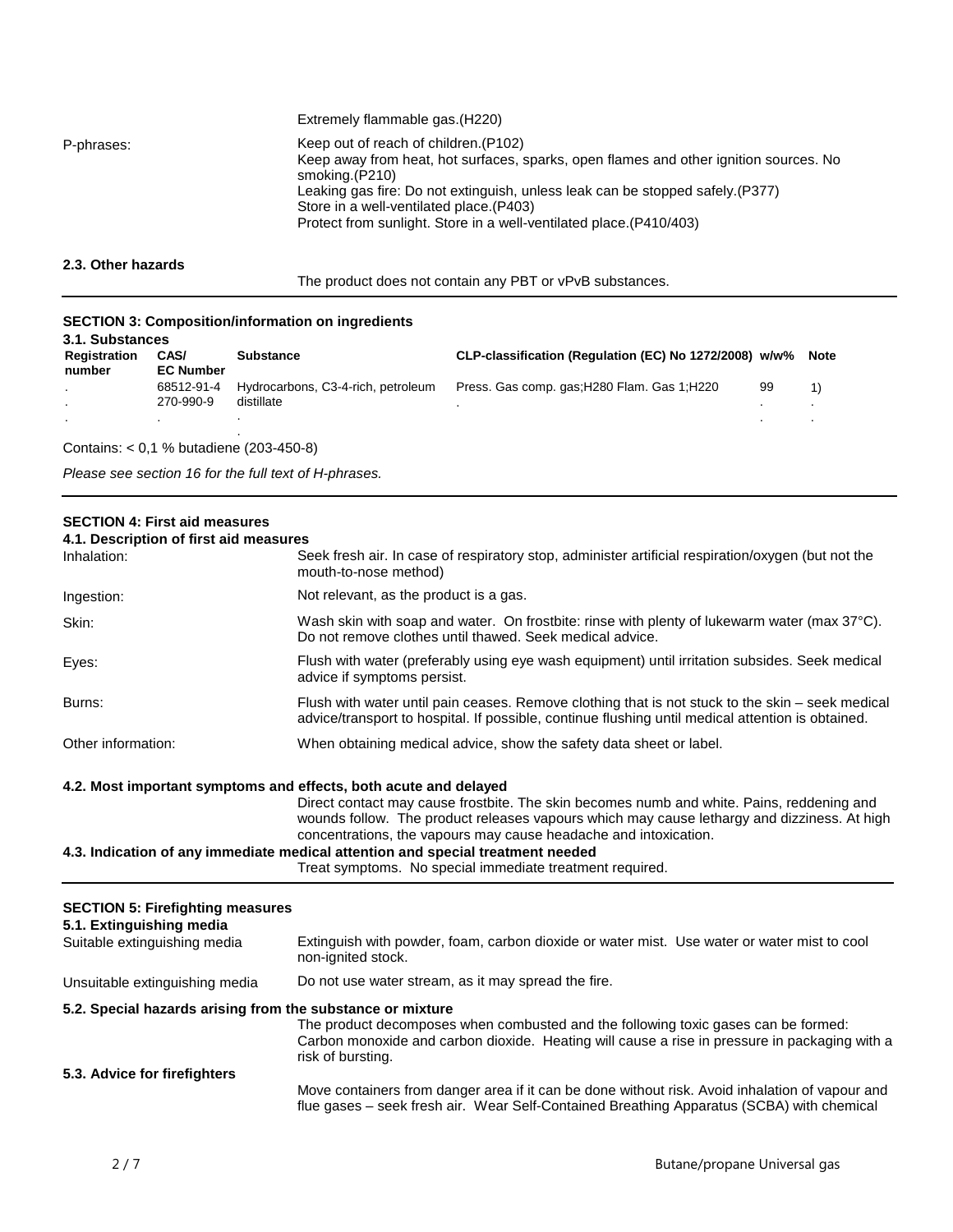| | |
|---|---|
| | Extremely flammable gas.(H220) |
| P-phrases: | Keep out of reach of children.(P102)<br>Keep away from heat, hot surfaces, sparks, open flames and other ignition sources. No smoking.(P210)<br>Leaking gas fire: Do not extinguish, unless leak can be stopped safely.(P377)<br>Store in a well-ventilated place.(P403)<br>Protect from sunlight. Store in a well-ventilated place.(P410/403) |

**2.3. Other hazards**

The product does not contain any PBT or vPvB substances.

## SECTION 3: Composition/information on ingredients

**3.1. Substances**

| Registration number | CAS/ EC Number | Substance | CLP-classification (Regulation (EC) No 1272/2008) | w/w% | Note |
|---|---|---|---|---|---|
| . | 68512-91-4 | Hydrocarbons, C3-4-rich, petroleum | Press. Gas comp. gas;H280 Flam. Gas 1;H220 | 99 | 1) |
| . | 270-990-9 | distillate | . | . | . |
| . | . | . | | . | . |
| | | . | | | |

Contains: < 0,1 % butadiene (203-450-8)

*Please see section 16 for the full text of H-phrases.*

## SECTION 4: First aid measures

**4.1. Description of first aid measures**

| | |
|---|---|
| Inhalation: | Seek fresh air. In case of respiratory stop, administer artificial respiration/oxygen (but not the mouth-to-nose method) |
| Ingestion: | Not relevant, as the product is a gas. |
| Skin: | Wash skin with soap and water. On frostbite: rinse with plenty of lukewarm water (max 37°C). Do not remove clothes until thawed. Seek medical advice. |
| Eyes: | Flush with water (preferably using eye wash equipment) until irritation subsides. Seek medical advice if symptoms persist. |
| Burns: | Flush with water until pain ceases. Remove clothing that is not stuck to the skin – seek medical advice/transport to hospital. If possible, continue flushing until medical attention is obtained. |
| Other information: | When obtaining medical advice, show the safety data sheet or label. |

**4.2. Most important symptoms and effects, both acute and delayed**

Direct contact may cause frostbite. The skin becomes numb and white. Pains, reddening and wounds follow. The product releases vapours which may cause lethargy and dizziness. At high concentrations, the vapours may cause headache and intoxication.

**4.3. Indication of any immediate medical attention and special treatment needed**

Treat symptoms. No special immediate treatment required.

## SECTION 5: Firefighting measures

**5.1. Extinguishing media**

| | |
|---|---|
| Suitable extinguishing media | Extinguish with powder, foam, carbon dioxide or water mist. Use water or water mist to cool non-ignited stock. |
| Unsuitable extinguishing media | Do not use water stream, as it may spread the fire. |

**5.2. Special hazards arising from the substance or mixture**

The product decomposes when combusted and the following toxic gases can be formed: Carbon monoxide and carbon dioxide. Heating will cause a rise in pressure in packaging with a risk of bursting.

**5.3. Advice for firefighters**

Move containers from danger area if it can be done without risk. Avoid inhalation of vapour and flue gases – seek fresh air. Wear Self-Contained Breathing Apparatus (SCBA) with chemical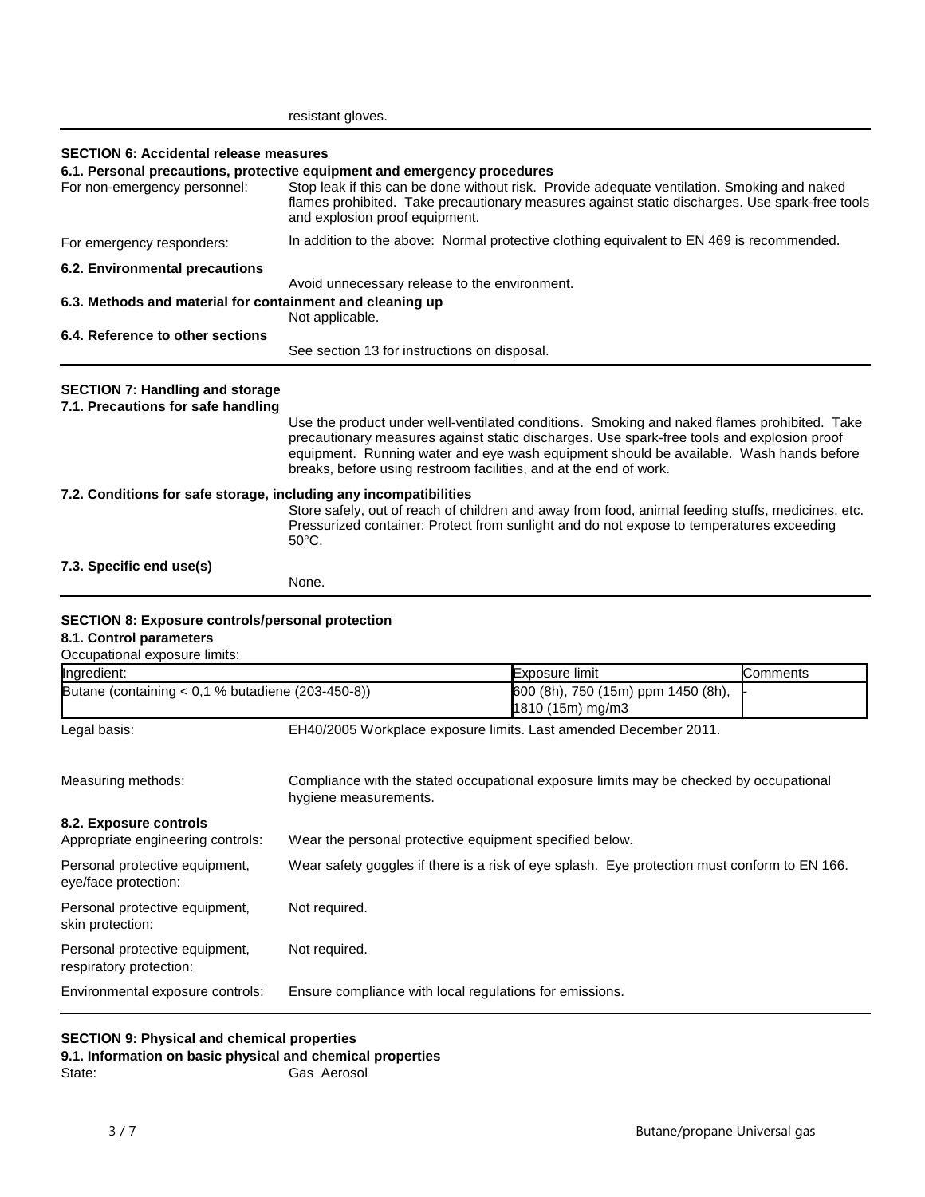resistant gloves.

## SECTION 6: Accidental release measures

### 6.1. Personal precautions, protective equipment and emergency procedures

For non-emergency personnel: Stop leak if this can be done without risk. Provide adequate ventilation. Smoking and naked flames prohibited. Take precautionary measures against static discharges. Use spark-free tools and explosion proof equipment.

For emergency responders: In addition to the above: Normal protective clothing equivalent to EN 469 is recommended.

### 6.2. Environmental precautions

Avoid unnecessary release to the environment.

### 6.3. Methods and material for containment and cleaning up

Not applicable.

### 6.4. Reference to other sections

See section 13 for instructions on disposal.

## SECTION 7: Handling and storage

### 7.1. Precautions for safe handling

Use the product under well-ventilated conditions. Smoking and naked flames prohibited. Take precautionary measures against static discharges. Use spark-free tools and explosion proof equipment. Running water and eye wash equipment should be available. Wash hands before breaks, before using restroom facilities, and at the end of work.

### 7.2. Conditions for safe storage, including any incompatibilities

Store safely, out of reach of children and away from food, animal feeding stuffs, medicines, etc. Pressurized container: Protect from sunlight and do not expose to temperatures exceeding 50°C.

### 7.3. Specific end use(s)

None.

## SECTION 8: Exposure controls/personal protection

### 8.1. Control parameters

Occupational exposure limits:

| Ingredient: | Exposure limit | Comments |
|---|---|---|
| Butane (containing < 0,1 % butadiene (203-450-8)) | 600 (8h), 750 (15m) ppm 1450 (8h), 1810 (15m) mg/m3 | - |

Legal basis: EH40/2005 Workplace exposure limits. Last amended December 2011.

Measuring methods: Compliance with the stated occupational exposure limits may be checked by occupational hygiene measurements.

### 8.2. Exposure controls

Appropriate engineering controls: Wear the personal protective equipment specified below.

Personal protective equipment, eye/face protection: Wear safety goggles if there is a risk of eye splash. Eye protection must conform to EN 166.

Personal protective equipment, skin protection: Not required.

Personal protective equipment, respiratory protection: Not required.

Environmental exposure controls: Ensure compliance with local regulations for emissions.

## SECTION 9: Physical and chemical properties

### 9.1. Information on basic physical and chemical properties

State: Gas Aerosol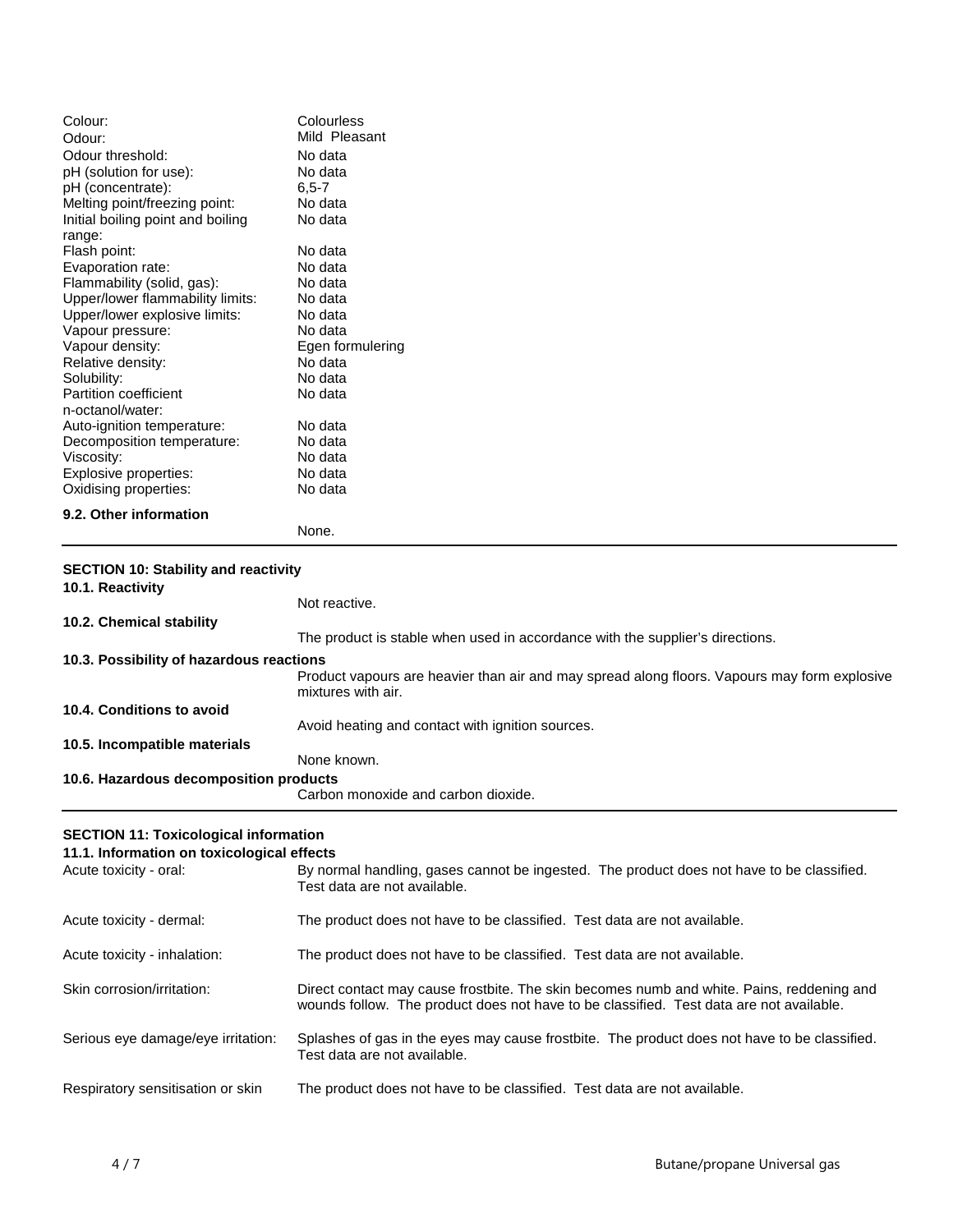| | |
|---|---|
| Colour: | Colourless |
| Odour: | Mild Pleasant |
| Odour threshold: | No data |
| pH (solution for use): | No data |
| pH (concentrate): | 6,5-7 |
| Melting point/freezing point: | No data |
| Initial boiling point and boiling range: | No data |
| Flash point: | No data |
| Evaporation rate: | No data |
| Flammability (solid, gas): | No data |
| Upper/lower flammability limits: | No data |
| Upper/lower explosive limits: | No data |
| Vapour pressure: | No data |
| Vapour density: | Egen formulering |
| Relative density: | No data |
| Solubility: | No data |
| Partition coefficient n-octanol/water: | No data |
| Auto-ignition temperature: | No data |
| Decomposition temperature: | No data |
| Viscosity: | No data |
| Explosive properties: | No data |
| Oxidising properties: | No data |

**9.2. Other information**

None.

## SECTION 10: Stability and reactivity

**10.1. Reactivity**

Not reactive.

**10.2. Chemical stability**

The product is stable when used in accordance with the supplier's directions.

**10.3. Possibility of hazardous reactions**

Product vapours are heavier than air and may spread along floors. Vapours may form explosive mixtures with air.

**10.4. Conditions to avoid**

Avoid heating and contact with ignition sources.

**10.5. Incompatible materials**

None known.

**10.6. Hazardous decomposition products**

Carbon monoxide and carbon dioxide.

## SECTION 11: Toxicological information

**11.1. Information on toxicological effects**

| | |
|---|---|
| Acute toxicity - oral: | By normal handling, gases cannot be ingested. The product does not have to be classified. Test data are not available. |
| Acute toxicity - dermal: | The product does not have to be classified. Test data are not available. |
| Acute toxicity - inhalation: | The product does not have to be classified. Test data are not available. |
| Skin corrosion/irritation: | Direct contact may cause frostbite. The skin becomes numb and white. Pains, reddening and wounds follow. The product does not have to be classified. Test data are not available. |
| Serious eye damage/eye irritation: | Splashes of gas in the eyes may cause frostbite. The product does not have to be classified. Test data are not available. |
| Respiratory sensitisation or skin | The product does not have to be classified. Test data are not available. |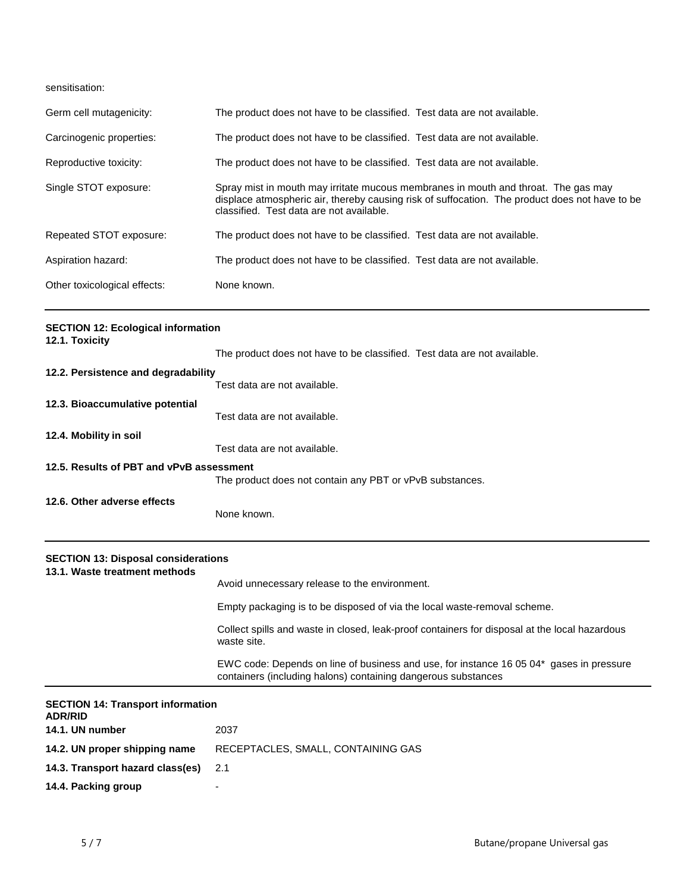sensitisation:

| | |
|---|---|
| Germ cell mutagenicity: | The product does not have to be classified. Test data are not available. |
| Carcinogenic properties: | The product does not have to be classified. Test data are not available. |
| Reproductive toxicity: | The product does not have to be classified. Test data are not available. |
| Single STOT exposure: | Spray mist in mouth may irritate mucous membranes in mouth and throat. The gas may displace atmospheric air, thereby causing risk of suffocation. The product does not have to be classified. Test data are not available. |
| Repeated STOT exposure: | The product does not have to be classified. Test data are not available. |
| Aspiration hazard: | The product does not have to be classified. Test data are not available. |
| Other toxicological effects: | None known. |

## SECTION 12: Ecological information

**12.1. Toxicity**

The product does not have to be classified. Test data are not available.

**12.2. Persistence and degradability**

Test data are not available.

**12.3. Bioaccumulative potential**

Test data are not available.

**12.4. Mobility in soil**

Test data are not available.

**12.5. Results of PBT and vPvB assessment**

The product does not contain any PBT or vPvB substances.

**12.6. Other adverse effects**

None known.

## SECTION 13: Disposal considerations

**13.1. Waste treatment methods**

Avoid unnecessary release to the environment.

Empty packaging is to be disposed of via the local waste-removal scheme.

Collect spills and waste in closed, leak-proof containers for disposal at the local hazardous waste site.

EWC code: Depends on line of business and use, for instance 16 05 04* gases in pressure containers (including halons) containing dangerous substances

## SECTION 14: Transport information

**ADR/RID**

| | |
|---|---|
| **14.1. UN number** | 2037 |
| **14.2. UN proper shipping name** | RECEPTACLES, SMALL, CONTAINING GAS |
| **14.3. Transport hazard class(es)** | 2.1 |
| **14.4. Packing group** | - |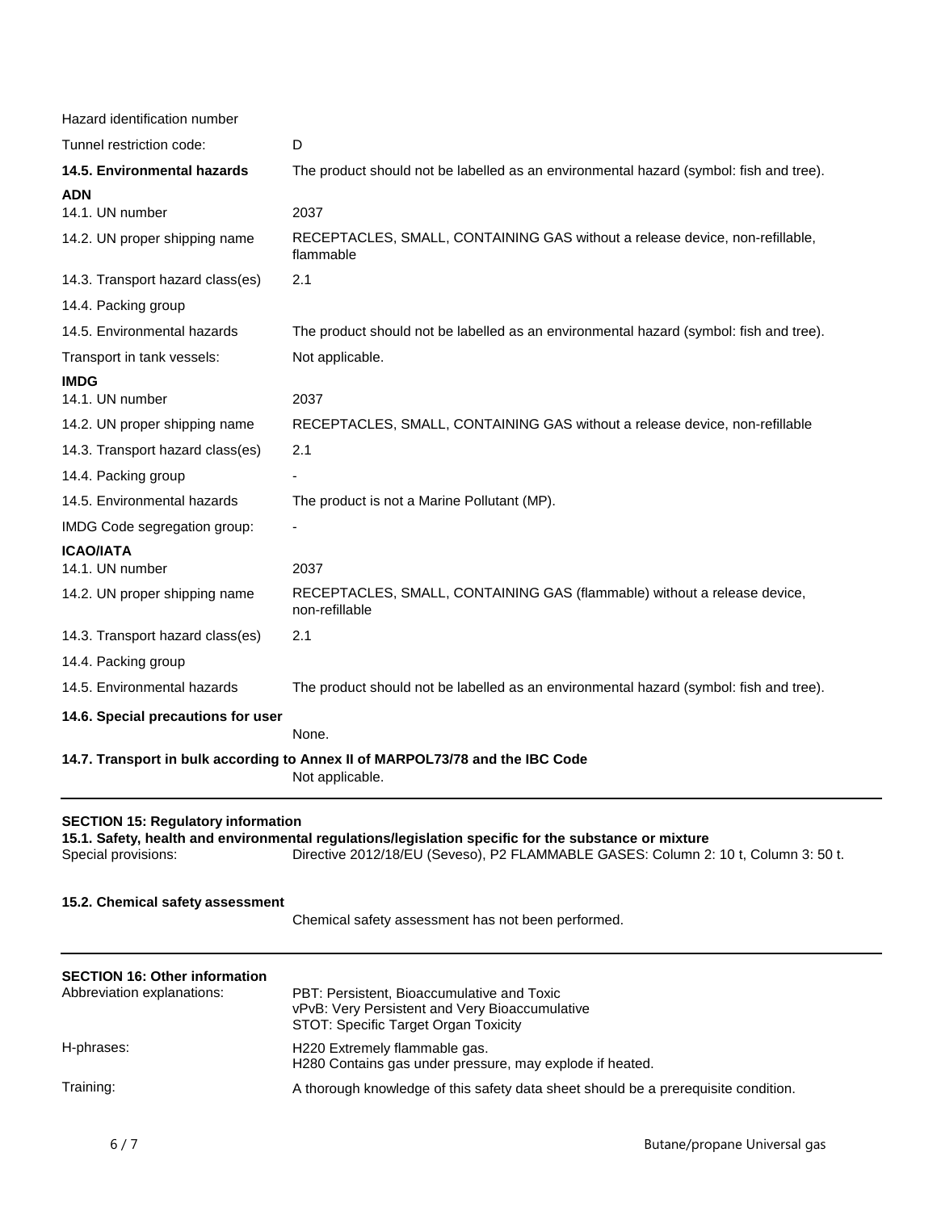| | |
|---|---|
| Hazard identification number | |
| Tunnel restriction code: | D |
| **14.5. Environmental hazards** | The product should not be labelled as an environmental hazard (symbol: fish and tree). |

**ADN**

| | |
|---|---|
| 14.1. UN number | 2037 |
| 14.2. UN proper shipping name | RECEPTACLES, SMALL, CONTAINING GAS without a release device, non-refillable, flammable |
| 14.3. Transport hazard class(es) | 2.1 |
| 14.4. Packing group | |
| 14.5. Environmental hazards | The product should not be labelled as an environmental hazard (symbol: fish and tree). |
| Transport in tank vessels: | Not applicable. |

**IMDG**

| | |
|---|---|
| 14.1. UN number | 2037 |
| 14.2. UN proper shipping name | RECEPTACLES, SMALL, CONTAINING GAS without a release device, non-refillable |
| 14.3. Transport hazard class(es) | 2.1 |
| 14.4. Packing group | - |
| 14.5. Environmental hazards | The product is not a Marine Pollutant (MP). |
| IMDG Code segregation group: | - |

**ICAO/IATA**

| | |
|---|---|
| 14.1. UN number | 2037 |
| 14.2. UN proper shipping name | RECEPTACLES, SMALL, CONTAINING GAS (flammable) without a release device, non-refillable |
| 14.3. Transport hazard class(es) | 2.1 |
| 14.4. Packing group | |
| 14.5. Environmental hazards | The product should not be labelled as an environmental hazard (symbol: fish and tree). |

**14.6. Special precautions for user**

None.

**14.7. Transport in bulk according to Annex II of MARPOL73/78 and the IBC Code**

Not applicable.

## SECTION 15: Regulatory information

**15.1. Safety, health and environmental regulations/legislation specific for the substance or mixture**

Special provisions: Directive 2012/18/EU (Seveso), P2 FLAMMABLE GASES: Column 2: 10 t, Column 3: 50 t.

**15.2. Chemical safety assessment**

Chemical safety assessment has not been performed.

## SECTION 16: Other information

| | |
|---|---|
| Abbreviation explanations: | PBT: Persistent, Bioaccumulative and Toxic<br>vPvB: Very Persistent and Very Bioaccumulative<br>STOT: Specific Target Organ Toxicity |
| H-phrases: | H220 Extremely flammable gas.<br>H280 Contains gas under pressure, may explode if heated. |
| Training: | A thorough knowledge of this safety data sheet should be a prerequisite condition. |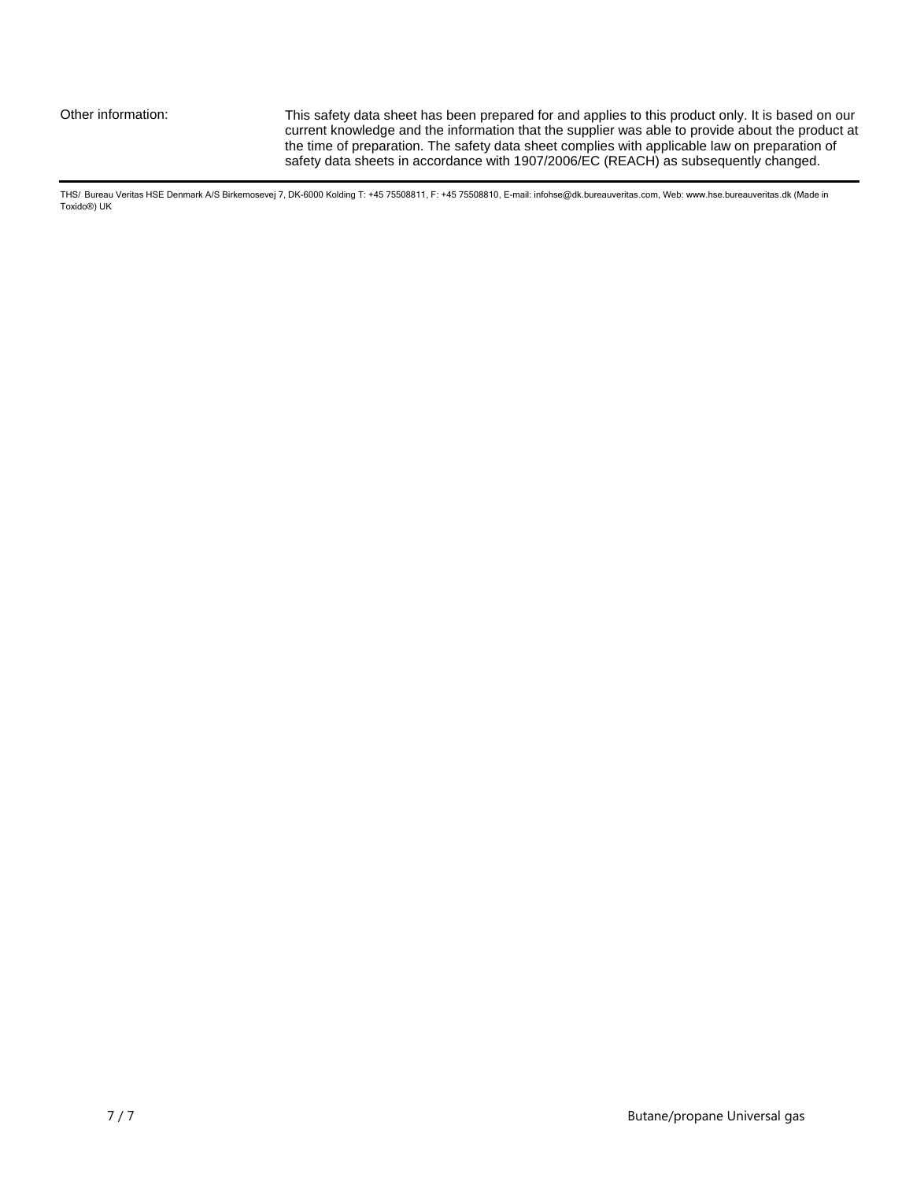| | |
|---|---|
| Other information: | This safety data sheet has been prepared for and applies to this product only. It is based on our current knowledge and the information that the supplier was able to provide about the product at the time of preparation. The safety data sheet complies with applicable law on preparation of safety data sheets in accordance with 1907/2006/EC (REACH) as subsequently changed. |

THS/ Bureau Veritas HSE Denmark A/S Birkemosevej 7, DK-6000 Kolding T: +45 75508811, F: +45 75508810, E-mail: infohse@dk.bureauveritas.com, Web: www.hse.bureauveritas.dk (Made in Toxido®) UK